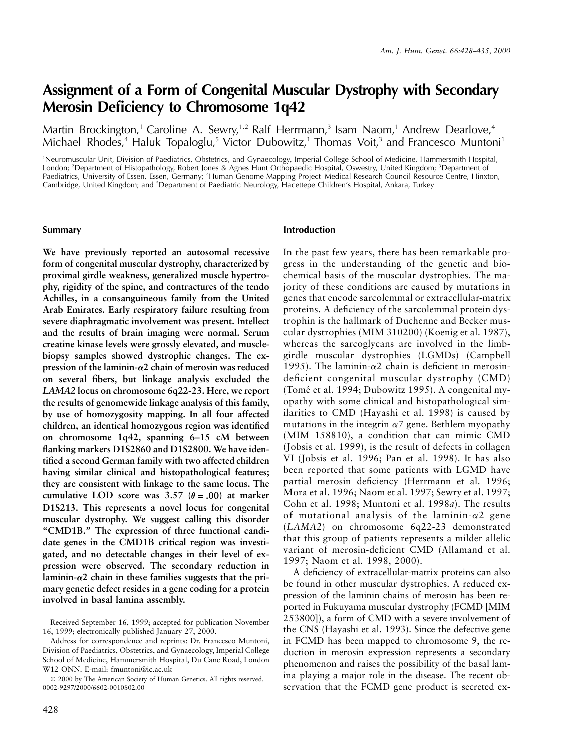# Assignment of a Form of Congenital Muscular Dystrophy with Secondary Merosin Deficiency to Chromosome 1q42

Martin Brockington,[1] Caroline A. Sewry,[1,2] Ralf Herrmann,[3] Isam Naom,[1] Andrew Dearlove,[4] Michael Rhodes,[4] Haluk Topaloglu,[5] Victor Dubowitz,[1] Thomas Voit,[3] and Francesco Muntoni[1]

[1]Neuromuscular Unit, Division of Paediatrics, Obstetrics, and Gynaecology, Imperial College School of Medicine, Hammersmith Hospital, London; [2]Department of Histopathology, Robert Jones & Agnes Hunt Orthopaedic Hospital, Oswestry, United Kingdom; [3]Department of Paediatrics, University of Essen, Essen, Germany; [4]Human Genome Mapping Project–Medical Research Council Resource Centre, Hinxton, Cambridge, United Kingdom; and [5]Department of Paediatric Neurology, Hacettepe Children's Hospital, Ankara, Turkey

## Summary

**We have previously reported an autosomal recessive form of congenital muscular dystrophy, characterized by proximal girdle weakness, generalized muscle hypertrophy, rigidity of the spine, and contractures of the tendo Achilles, in a consanguineous family from the United Arab Emirates. Early respiratory failure resulting from severe diaphragmatic involvement was present. Intellect and the results of brain imaging were normal. Serum creatine kinase levels were grossly elevated, and muscle-biopsy samples showed dystrophic changes. The expression of the laminin-α2 chain of merosin was reduced on several fibers, but linkage analysis excluded the *LAMA2* locus on chromosome 6q22-23. Here, we report the results of genomewide linkage analysis of this family, by use of homozygosity mapping. In all four affected children, an identical homozygous region was identified on chromosome 1q42, spanning 6–15 cM between flanking markers D1S2860 and D1S2800. We have identified a second German family with two affected children having similar clinical and histopathological features; they are consistent with linkage to the same locus. The cumulative LOD score was 3.57 ($\theta = .00$) at marker D1S213. This represents a novel locus for congenital muscular dystrophy. We suggest calling this disorder "CMD1B." The expression of three functional candidate genes in the CMD1B critical region was investigated, and no detectable changes in their level of expression were observed. The secondary reduction in laminin-α2 chain in these families suggests that the primary genetic defect resides in a gene coding for a protein involved in basal lamina assembly.**

Received September 16, 1999; accepted for publication November 16, 1999; electronically published January 27, 2000.

Address for correspondence and reprints: Dr. Francesco Muntoni, Division of Paediatrics, Obstetrics, and Gynaecology, Imperial College School of Medicine, Hammersmith Hospital, Du Cane Road, London W12 ONN. E-mail: fmuntoni@ic.ac.uk

© 2000 by The American Society of Human Genetics. All rights reserved. 0002-9297/2000/6602-0010$02.00

## Introduction

In the past few years, there has been remarkable progress in the understanding of the genetic and biochemical basis of the muscular dystrophies. The majority of these conditions are caused by mutations in genes that encode sarcolemmal or extracellular-matrix proteins. A deficiency of the sarcolemmal protein dystrophin is the hallmark of Duchenne and Becker muscular dystrophies (MIM 310200) (Koenig et al. 1987), whereas the sarcoglycans are involved in the limb-girdle muscular dystrophies (LGMDs) (Campbell 1995). The laminin-α2 chain is deficient in merosin-deficient congenital muscular dystrophy (CMD) (Tomé et al. 1994; Dubowitz 1995). A congenital myopathy with some clinical and histopathological similarities to CMD (Hayashi et al. 1998) is caused by mutations in the integrin α7 gene. Bethlem myopathy (MIM 158810), a condition that can mimic CMD (Jobsis et al. 1999), is the result of defects in collagen VI (Jobsis et al. 1996; Pan et al. 1998). It has also been reported that some patients with LGMD have partial merosin deficiency (Herrmann et al. 1996; Mora et al. 1996; Naom et al. 1997; Sewry et al. 1997; Cohn et al. 1998; Muntoni et al. 1998*a*). The results of mutational analysis of the laminin-α2 gene (*LAMA2*) on chromosome 6q22-23 demonstrated that this group of patients represents a milder allelic variant of merosin-deficient CMD (Allamand et al. 1997; Naom et al. 1998, 2000).

A deficiency of extracellular-matrix proteins can also be found in other muscular dystrophies. A reduced expression of the laminin chains of merosin has been reported in Fukuyama muscular dystrophy (FCMD [MIM 253800]), a form of CMD with a severe involvement of the CNS (Hayashi et al. 1993). Since the defective gene in FCMD has been mapped to chromosome 9, the reduction in merosin expression represents a secondary phenomenon and raises the possibility of the basal lamina playing a major role in the disease. The recent observation that the FCMD gene product is secreted ex-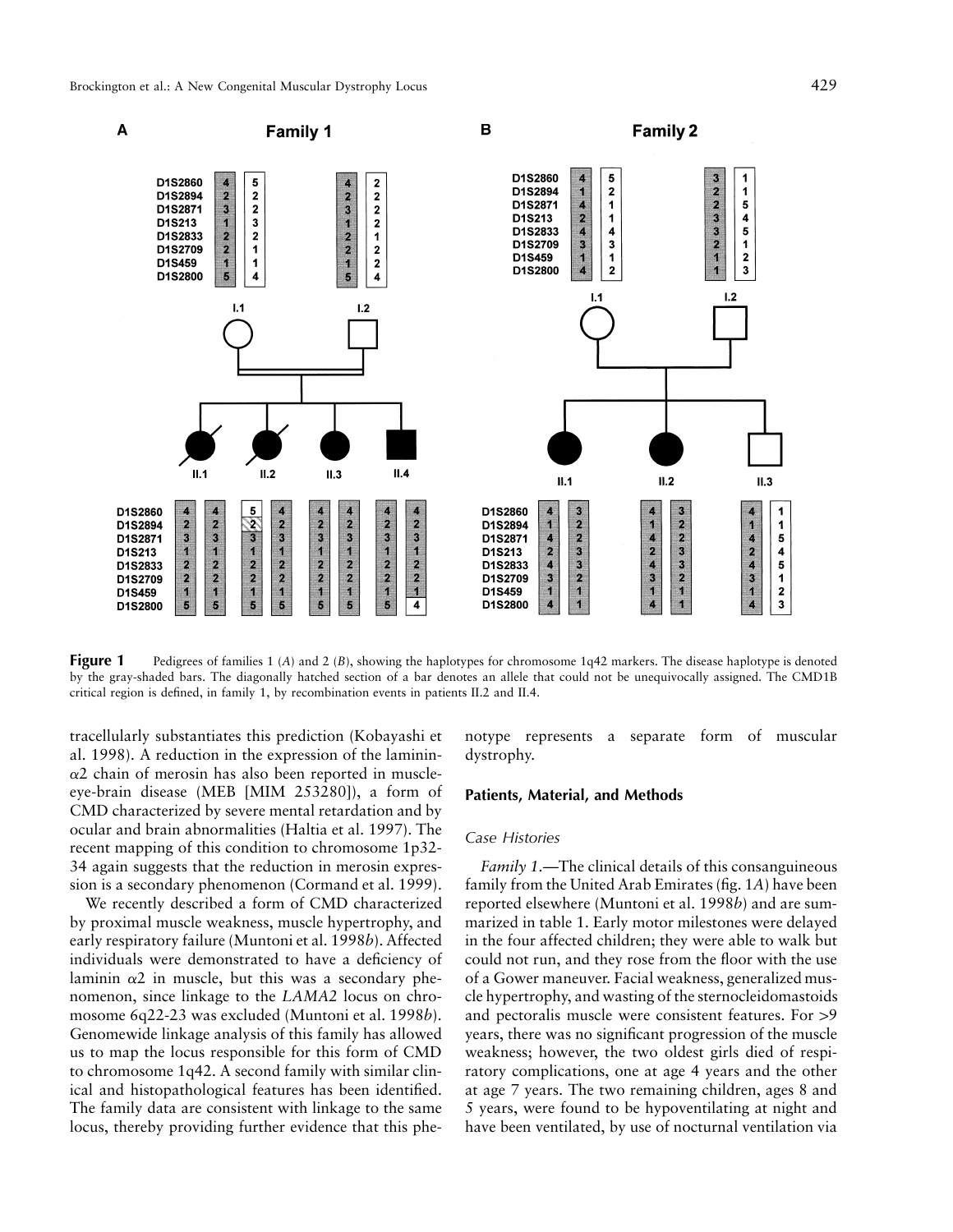**Figure 1** Pedigrees of families 1 (*A*) and 2 (*B*), showing the haplotypes for chromosome 1q42 markers. The disease haplotype is denoted by the gray-shaded bars. The diagonally hatched section of a bar denotes an allele that could not be unequivocally assigned. The CMD1B critical region is defined, in family 1, by recombination events in patients II.2 and II.4.

tracellularly substantiates this prediction (Kobayashi et al. 1998). A reduction in the expression of the laminin-$\alpha 2$ chain of merosin has also been reported in muscle-eye-brain disease (MEB [MIM 253280]), a form of CMD characterized by severe mental retardation and by ocular and brain abnormalities (Haltia et al. 1997). The recent mapping of this condition to chromosome 1p32-34 again suggests that the reduction in merosin expression is a secondary phenomenon (Cormand et al. 1999).

We recently described a form of CMD characterized by proximal muscle weakness, muscle hypertrophy, and early respiratory failure (Muntoni et al. 1998*b*). Affected individuals were demonstrated to have a deficiency of laminin $\alpha 2$ in muscle, but this was a secondary phenomenon, since linkage to the *LAMA2* locus on chromosome 6q22-23 was excluded (Muntoni et al. 1998*b*). Genomewide linkage analysis of this family has allowed us to map the locus responsible for this form of CMD to chromosome 1q42. A second family with similar clinical and histopathological features has been identified. The family data are consistent with linkage to the same locus, thereby providing further evidence that this phenotype represents a separate form of muscular dystrophy.

## Patients, Material, and Methods

### Case Histories

*Family 1.*—The clinical details of this consanguineous family from the United Arab Emirates (fig. 1*A*) have been reported elsewhere (Muntoni et al. 1998*b*) and are summarized in table 1. Early motor milestones were delayed in the four affected children; they were able to walk but could not run, and they rose from the floor with the use of a Gower maneuver. Facial weakness, generalized muscle hypertrophy, and wasting of the sternocleidomastoids and pectoralis muscle were consistent features. For >9 years, there was no significant progression of the muscle weakness; however, the two oldest girls died of respiratory complications, one at age 4 years and the other at age 7 years. The two remaining children, ages 8 and 5 years, were found to be hypoventilating at night and have been ventilated, by use of nocturnal ventilation via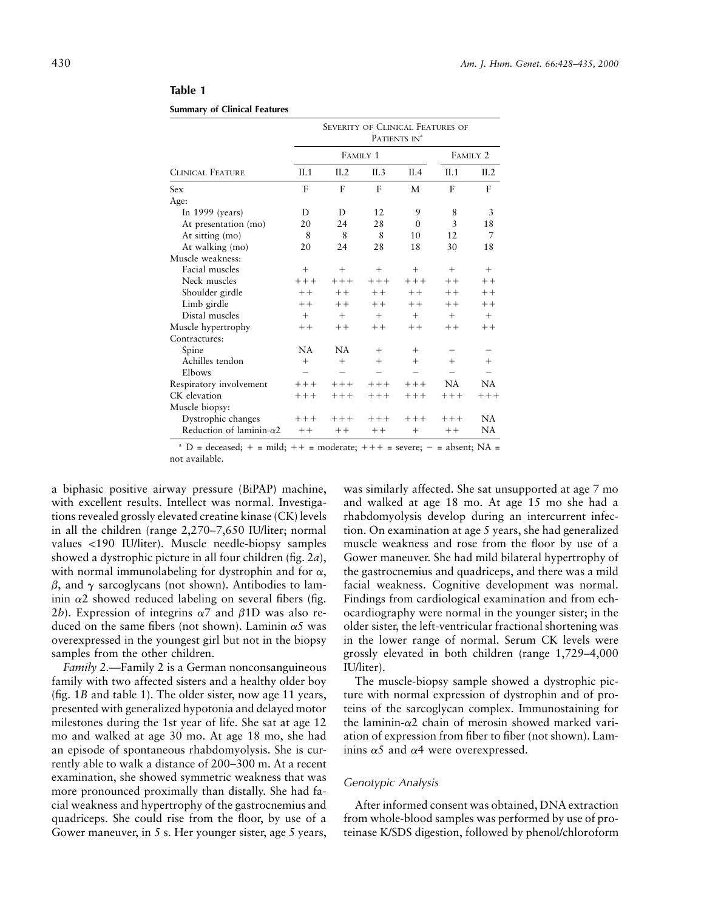**Table 1**

**Summary of Clinical Features**

| Clinical Feature | Severity of Clinical Features of Patients in[a] | | | | | |
|---|---|---|---|---|---|---|
| | Family 1 | | | | Family 2 | |
| | II.1 | II.2 | II.3 | II.4 | II.1 | II.2 |
| Sex | F | F | F | M | F | F |
| Age: | | | | | | |
| In 1999 (years) | D | D | 12 | 9 | 8 | 3 |
| At presentation (mo) | 20 | 24 | 28 | 0 | 3 | 18 |
| At sitting (mo) | 8 | 8 | 8 | 10 | 12 | 7 |
| At walking (mo) | 20 | 24 | 28 | 18 | 30 | 18 |
| Muscle weakness: | | | | | | |
| Facial muscles | + | + | + | + | + | + |
| Neck muscles | +++ | +++ | +++ | +++ | ++ | ++ |
| Shoulder girdle | ++ | ++ | ++ | ++ | ++ | ++ |
| Limb girdle | ++ | ++ | ++ | ++ | ++ | ++ |
| Distal muscles | + | + | + | + | + | + |
| Muscle hypertrophy | ++ | ++ | ++ | ++ | ++ | ++ |
| Contractures: | | | | | | |
| Spine | NA | NA | + | + | − | − |
| Achilles tendon | + | + | + | + | + | + |
| Elbows | − | − | − | − | − | − |
| Respiratory involvement | +++ | +++ | +++ | +++ | NA | NA |
| CK elevation | +++ | +++ | +++ | +++ | +++ | +++ |
| Muscle biopsy: | | | | | | |
| Dystrophic changes | +++ | +++ | +++ | +++ | +++ | NA |
| Reduction of laminin-$\alpha$2 | ++ | ++ | ++ | + | ++ | NA |

[a] D = deceased; + = mild; ++ = moderate; +++ = severe; − = absent; NA = not available.

a biphasic positive airway pressure (BiPAP) machine, with excellent results. Intellect was normal. Investigations revealed grossly elevated creatine kinase (CK) levels in all the children (range 2,270–7,650 IU/liter; normal values <190 IU/liter). Muscle needle-biopsy samples showed a dystrophic picture in all four children (fig. 2*a*), with normal immunolabeling for dystrophin and for $\alpha$, $\beta$, and $\gamma$ sarcoglycans (not shown). Antibodies to laminin $\alpha$2 showed reduced labeling on several fibers (fig. 2*b*). Expression of integrins $\alpha$7 and $\beta$1D was also reduced on the same fibers (not shown). Laminin $\alpha$5 was overexpressed in the youngest girl but not in the biopsy samples from the other children.

*Family 2*.—Family 2 is a German nonconsanguineous family with two affected sisters and a healthy older boy (fig. 1*B* and table 1). The older sister, now age 11 years, presented with generalized hypotonia and delayed motor milestones during the 1st year of life. She sat at age 12 mo and walked at age 30 mo. At age 18 mo, she had an episode of spontaneous rhabdomyolysis. She is currently able to walk a distance of 200–300 m. At a recent examination, she showed symmetric weakness that was more pronounced proximally than distally. She had facial weakness and hypertrophy of the gastrocnemius and quadriceps. She could rise from the floor, by use of a Gower maneuver, in 5 s. Her younger sister, age 5 years, was similarly affected. She sat unsupported at age 7 mo and walked at age 18 mo. At age 15 mo she had a rhabdomyolysis develop during an intercurrent infection. On examination at age 5 years, she had generalized muscle weakness and rose from the floor by use of a Gower maneuver. She had mild bilateral hypertrophy of the gastrocnemius and quadriceps, and there was a mild facial weakness. Cognitive development was normal. Findings from cardiological examination and from echocardiography were normal in the younger sister; in the older sister, the left-ventricular fractional shortening was in the lower range of normal. Serum CK levels were grossly elevated in both children (range 1,729–4,000 IU/liter).

The muscle-biopsy sample showed a dystrophic picture with normal expression of dystrophin and of proteins of the sarcoglycan complex. Immunostaining for the laminin-$\alpha$2 chain of merosin showed marked variation of expression from fiber to fiber (not shown). Laminins $\alpha$5 and $\alpha$4 were overexpressed.

### *Genotypic Analysis*

After informed consent was obtained, DNA extraction from whole-blood samples was performed by use of proteinase K/SDS digestion, followed by phenol/chloroform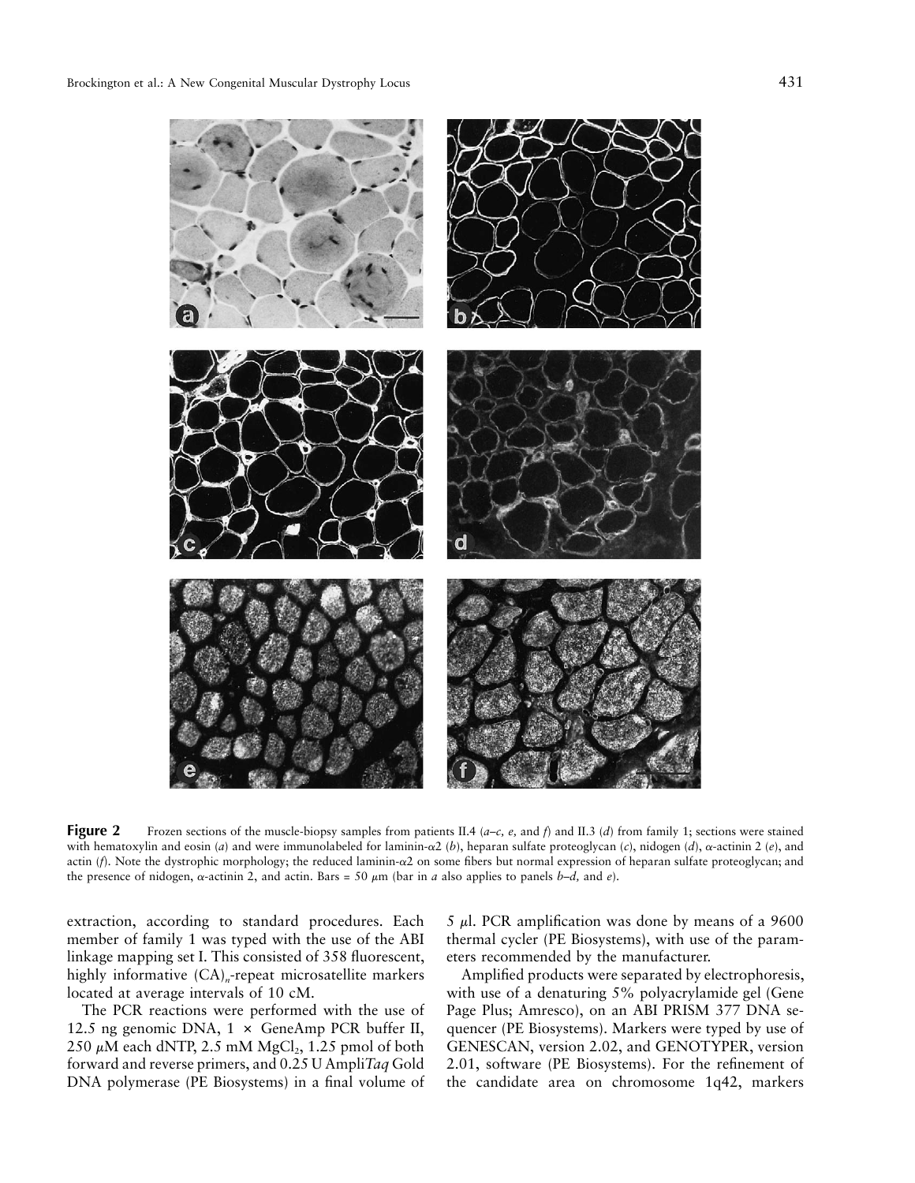**Figure 2** Frozen sections of the muscle-biopsy samples from patients II.4 (*a–c, e,* and *f*) and II.3 (*d*) from family 1; sections were stained with hematoxylin and eosin (*a*) and were immunolabeled for laminin-α2 (*b*), heparan sulfate proteoglycan (*c*), nidogen (*d*), α-actinin 2 (*e*), and actin (*f*). Note the dystrophic morphology; the reduced laminin-α2 on some fibers but normal expression of heparan sulfate proteoglycan; and the presence of nidogen, α-actinin 2, and actin. Bars = 50 $\mu$m (bar in *a* also applies to panels *b–d,* and *e*).

extraction, according to standard procedures. Each member of family 1 was typed with the use of the ABI linkage mapping set I. This consisted of 358 fluorescent, highly informative $(CA)_n$-repeat microsatellite markers located at average intervals of 10 cM.

The PCR reactions were performed with the use of 12.5 ng genomic DNA, 1 × GeneAmp PCR buffer II, 250 $\mu$M each dNTP, 2.5 mM $MgCl_2$, 1.25 pmol of both forward and reverse primers, and 0.25 U Ampli*Taq* Gold DNA polymerase (PE Biosystems) in a final volume of 5 $\mu$l. PCR amplification was done by means of a 9600 thermal cycler (PE Biosystems), with use of the parameters recommended by the manufacturer.

Amplified products were separated by electrophoresis, with use of a denaturing 5% polyacrylamide gel (Gene Page Plus; Amresco), on an ABI PRISM 377 DNA sequencer (PE Biosystems). Markers were typed by use of GENESCAN, version 2.02, and GENOTYPER, version 2.01, software (PE Biosystems). For the refinement of the candidate area on chromosome 1q42, markers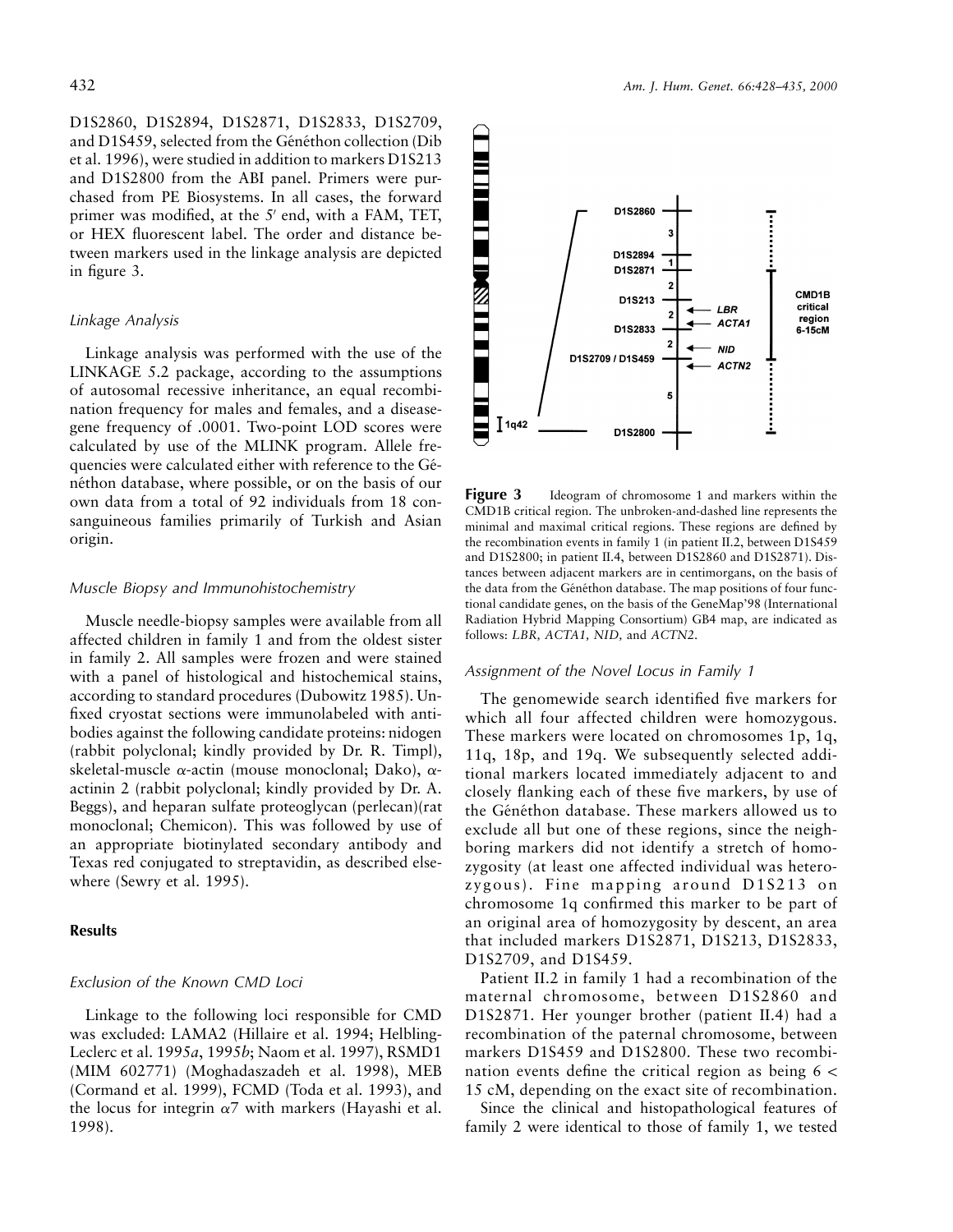D1S2860, D1S2894, D1S2871, D1S2833, D1S2709, and D1S459, selected from the Généthon collection (Dib et al. 1996), were studied in addition to markers D1S213 and D1S2800 from the ABI panel. Primers were purchased from PE Biosystems. In all cases, the forward primer was modified, at the 5′ end, with a FAM, TET, or HEX fluorescent label. The order and distance between markers used in the linkage analysis are depicted in figure 3.

### *Linkage Analysis*

Linkage analysis was performed with the use of the LINKAGE 5.2 package, according to the assumptions of autosomal recessive inheritance, an equal recombination frequency for males and females, and a disease-gene frequency of .0001. Two-point LOD scores were calculated by use of the MLINK program. Allele frequencies were calculated either with reference to the Généthon database, where possible, or on the basis of our own data from a total of 92 individuals from 18 consanguineous families primarily of Turkish and Asian origin.

### *Muscle Biopsy and Immunohistochemistry*

Muscle needle-biopsy samples were available from all affected children in family 1 and from the oldest sister in family 2. All samples were frozen and were stained with a panel of histological and histochemical stains, according to standard procedures (Dubowitz 1985). Unfixed cryostat sections were immunolabeled with antibodies against the following candidate proteins: nidogen (rabbit polyclonal; kindly provided by Dr. R. Timpl), skeletal-muscle $\alpha$-actin (mouse monoclonal; Dako), $\alpha$-actinin 2 (rabbit polyclonal; kindly provided by Dr. A. Beggs), and heparan sulfate proteoglycan (perlecan)(rat monoclonal; Chemicon). This was followed by use of an appropriate biotinylated secondary antibody and Texas red conjugated to streptavidin, as described elsewhere (Sewry et al. 1995).

## Results

### *Exclusion of the Known CMD Loci*

Linkage to the following loci responsible for CMD was excluded: LAMA2 (Hillaire et al. 1994; Helbling-Leclerc et al. 1995*a*, 1995*b*; Naom et al. 1997), RSMD1 (MIM 602771) (Moghadaszadeh et al. 1998), MEB (Cormand et al. 1999), FCMD (Toda et al. 1993), and the locus for integrin $\alpha$7 with markers (Hayashi et al. 1998).

**Figure 3** Ideogram of chromosome 1 and markers within the CMD1B critical region. The unbroken-and-dashed line represents the minimal and maximal critical regions. These regions are defined by the recombination events in family 1 (in patient II.2, between D1S459 and D1S2800; in patient II.4, between D1S2860 and D1S2871). Distances between adjacent markers are in centimorgans, on the basis of the data from the Généthon database. The map positions of four functional candidate genes, on the basis of the GeneMap'98 (International Radiation Hybrid Mapping Consortium) GB4 map, are indicated as follows: *LBR, ACTA1, NID,* and *ACTN2.*

### *Assignment of the Novel Locus in Family 1*

The genomewide search identified five markers for which all four affected children were homozygous. These markers were located on chromosomes 1p, 1q, 11q, 18p, and 19q. We subsequently selected additional markers located immediately adjacent to and closely flanking each of these five markers, by use of the Généthon database. These markers allowed us to exclude all but one of these regions, since the neighboring markers did not identify a stretch of homozygosity (at least one affected individual was heterozygous). Fine mapping around D1S213 on chromosome 1q confirmed this marker to be part of an original area of homozygosity by descent, an area that included markers D1S2871, D1S213, D1S2833, D1S2709, and D1S459.

Patient II.2 in family 1 had a recombination of the maternal chromosome, between D1S2860 and D1S2871. Her younger brother (patient II.4) had a recombination of the paternal chromosome, between markers D1S459 and D1S2800. These two recombination events define the critical region as being 6 < 15 cM, depending on the exact site of recombination.

Since the clinical and histopathological features of family 2 were identical to those of family 1, we tested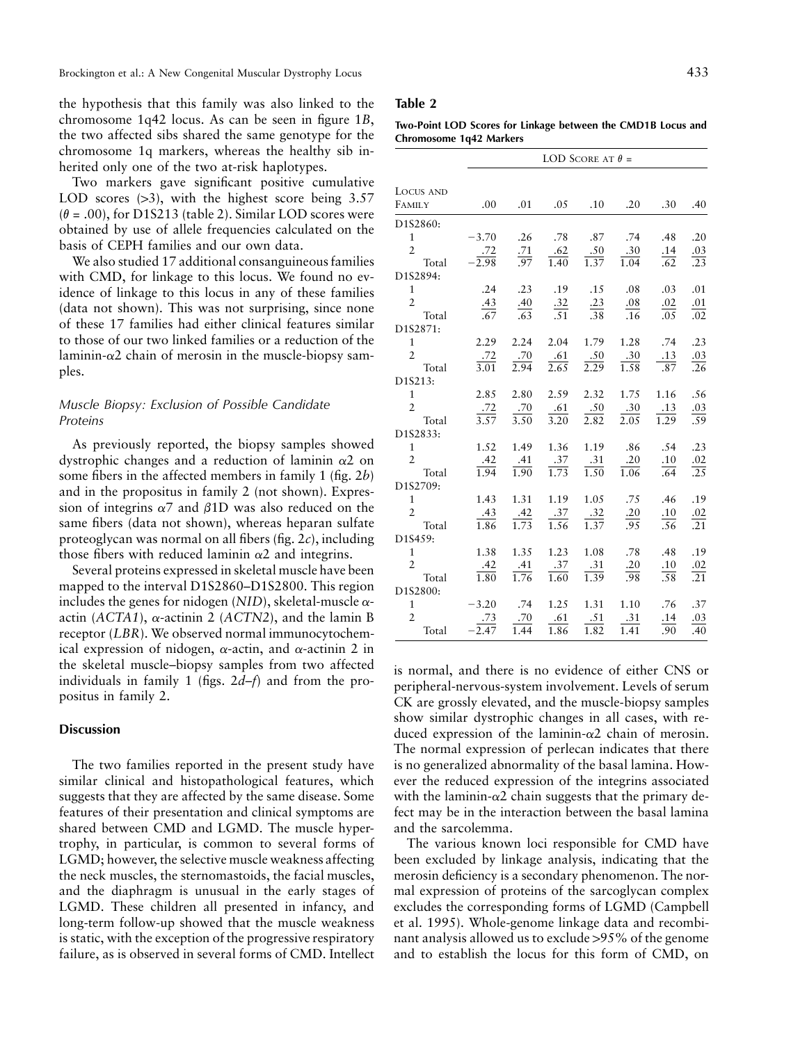the hypothesis that this family was also linked to the chromosome 1q42 locus. As can be seen in figure 1*B*, the two affected sibs shared the same genotype for the chromosome 1q markers, whereas the healthy sib inherited only one of the two at-risk haplotypes.

Two markers gave significant positive cumulative LOD scores (>3), with the highest score being 3.57 ($\theta = .00$), for D1S213 (table 2). Similar LOD scores were obtained by use of allele frequencies calculated on the basis of CEPH families and our own data.

We also studied 17 additional consanguineous families with CMD, for linkage to this locus. We found no evidence of linkage to this locus in any of these families (data not shown). This was not surprising, since none of these 17 families had either clinical features similar to those of our two linked families or a reduction of the laminin-$\alpha 2$ chain of merosin in the muscle-biopsy samples.

### Muscle Biopsy: Exclusion of Possible Candidate Proteins

As previously reported, the biopsy samples showed dystrophic changes and a reduction of laminin $\alpha 2$ on some fibers in the affected members in family 1 (fig. 2*b*) and in the propositus in family 2 (not shown). Expression of integrins $\alpha 7$ and $\beta 1$D was also reduced on the same fibers (data not shown), whereas heparan sulfate proteoglycan was normal on all fibers (fig. 2*c*), including those fibers with reduced laminin $\alpha 2$ and integrins.

Several proteins expressed in skeletal muscle have been mapped to the interval D1S2860–D1S2800. This region includes the genes for nidogen (*NID*), skeletal-muscle $\alpha$-actin (*ACTA1*), $\alpha$-actinin 2 (*ACTN2*), and the lamin B receptor (*LBR*). We observed normal immunocytochemical expression of nidogen, $\alpha$-actin, and $\alpha$-actinin 2 in the skeletal muscle–biopsy samples from two affected individuals in family 1 (figs. 2*d–f*) and from the propositus in family 2.

## Discussion

The two families reported in the present study have similar clinical and histopathological features, which suggests that they are affected by the same disease. Some features of their presentation and clinical symptoms are shared between CMD and LGMD. The muscle hypertrophy, in particular, is common to several forms of LGMD; however, the selective muscle weakness affecting the neck muscles, the sternomastoids, the facial muscles, and the diaphragm is unusual in the early stages of LGMD. These children all presented in infancy, and long-term follow-up showed that the muscle weakness is static, with the exception of the progressive respiratory failure, as is observed in several forms of CMD. Intellect is normal, and there is no evidence of either CNS or peripheral-nervous-system involvement. Levels of serum CK are grossly elevated, and the muscle-biopsy samples show similar dystrophic changes in all cases, with reduced expression of the laminin-$\alpha 2$ chain of merosin. The normal expression of perlecan indicates that there is no generalized abnormality of the basal lamina. However the reduced expression of the integrins associated with the laminin-$\alpha 2$ chain suggests that the primary defect may be in the interaction between the basal lamina and the sarcolemma.

The various known loci responsible for CMD have been excluded by linkage analysis, indicating that the merosin deficiency is a secondary phenomenon. The normal expression of proteins of the sarcoglycan complex excludes the corresponding forms of LGMD (Campbell et al. 1995). Whole-genome linkage data and recombinant analysis allowed us to exclude >95% of the genome and to establish the locus for this form of CMD, on

**Table 2**

**Two-Point LOD Scores for Linkage between the CMD1B Locus and Chromosome 1q42 Markers**

| Locus and Family | LOD Score at $\theta$ = .00 | .01 | .05 | .10 | .20 | .30 | .40 |
|---|---|---|---|---|---|---|---|
| D1S2860: | | | | | | | |
| 1 | −3.70 | .26 | .78 | .87 | .74 | .48 | .20 |
| 2 | .72 | .71 | .62 | .50 | .30 | .14 | .03 |
| Total | −2.98 | .97 | 1.40 | 1.37 | 1.04 | .62 | .23 |
| D1S2894: | | | | | | | |
| 1 | .24 | .23 | .19 | .15 | .08 | .03 | .01 |
| 2 | .43 | .40 | .32 | .23 | .08 | .02 | .01 |
| Total | .67 | .63 | .51 | .38 | .16 | .05 | .02 |
| D1S2871: | | | | | | | |
| 1 | 2.29 | 2.24 | 2.04 | 1.79 | 1.28 | .74 | .23 |
| 2 | .72 | .70 | .61 | .50 | .30 | .13 | .03 |
| Total | 3.01 | 2.94 | 2.65 | 2.29 | 1.58 | .87 | .26 |
| D1S213: | | | | | | | |
| 1 | 2.85 | 2.80 | 2.59 | 2.32 | 1.75 | 1.16 | .56 |
| 2 | .72 | .70 | .61 | .50 | .30 | .13 | .03 |
| Total | 3.57 | 3.50 | 3.20 | 2.82 | 2.05 | 1.29 | .59 |
| D1S2833: | | | | | | | |
| 1 | 1.52 | 1.49 | 1.36 | 1.19 | .86 | .54 | .23 |
| 2 | .42 | .41 | .37 | .31 | .20 | .10 | .02 |
| Total | 1.94 | 1.90 | 1.73 | 1.50 | 1.06 | .64 | .25 |
| D1S2709: | | | | | | | |
| 1 | 1.43 | 1.31 | 1.19 | 1.05 | .75 | .46 | .19 |
| 2 | .43 | .42 | .37 | .32 | .20 | .10 | .02 |
| Total | 1.86 | 1.73 | 1.56 | 1.37 | .95 | .56 | .21 |
| D1S459: | | | | | | | |
| 1 | 1.38 | 1.35 | 1.23 | 1.08 | .78 | .48 | .19 |
| 2 | .42 | .41 | .37 | .31 | .20 | .10 | .02 |
| Total | 1.80 | 1.76 | 1.60 | 1.39 | .98 | .58 | .21 |
| D1S2800: | | | | | | | |
| 1 | −3.20 | .74 | 1.25 | 1.31 | 1.10 | .76 | .37 |
| 2 | .73 | .70 | .61 | .51 | .31 | .14 | .03 |
| Total | −2.47 | 1.44 | 1.86 | 1.82 | 1.41 | .90 | .40 |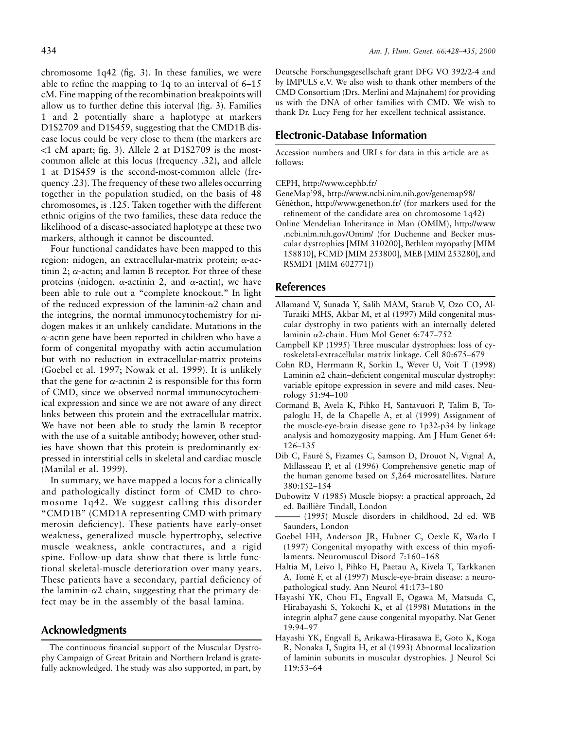chromosome 1q42 (fig. 3). In these families, we were able to refine the mapping to 1q to an interval of 6–15 cM. Fine mapping of the recombination breakpoints will allow us to further define this interval (fig. 3). Families 1 and 2 potentially share a haplotype at markers D1S2709 and D1S459, suggesting that the CMD1B disease locus could be very close to them (the markers are <1 cM apart; fig. 3). Allele 2 at D1S2709 is the most-common allele at this locus (frequency .32), and allele 1 at D1S459 is the second-most-common allele (frequency .23). The frequency of these two alleles occurring together in the population studied, on the basis of 48 chromosomes, is .125. Taken together with the different ethnic origins of the two families, these data reduce the likelihood of a disease-associated haplotype at these two markers, although it cannot be discounted.

Four functional candidates have been mapped to this region: nidogen, an extracellular-matrix protein; α-actinin 2; α-actin; and lamin B receptor. For three of these proteins (nidogen, α-actinin 2, and α-actin), we have been able to rule out a "complete knockout." In light of the reduced expression of the laminin-α2 chain and the integrins, the normal immunocytochemistry for nidogen makes it an unlikely candidate. Mutations in the α-actin gene have been reported in children who have a form of congenital myopathy with actin accumulation but with no reduction in extracellular-matrix proteins (Goebel et al. 1997; Nowak et al. 1999). It is unlikely that the gene for α-actinin 2 is responsible for this form of CMD, since we observed normal immunocytochemical expression and since we are not aware of any direct links between this protein and the extracellular matrix. We have not been able to study the lamin B receptor with the use of a suitable antibody; however, other studies have shown that this protein is predominantly expressed in interstitial cells in skeletal and cardiac muscle (Manilal et al. 1999).

In summary, we have mapped a locus for a clinically and pathologically distinct form of CMD to chromosome 1q42. We suggest calling this disorder "CMD1B" (CMD1A representing CMD with primary merosin deficiency). These patients have early-onset weakness, generalized muscle hypertrophy, selective muscle weakness, ankle contractures, and a rigid spine. Follow-up data show that there is little functional skeletal-muscle deterioration over many years. These patients have a secondary, partial deficiency of the laminin-α2 chain, suggesting that the primary defect may be in the assembly of the basal lamina.

## Acknowledgments

The continuous financial support of the Muscular Dystrophy Campaign of Great Britain and Northern Ireland is gratefully acknowledged. The study was also supported, in part, by Deutsche Forschungsgesellschaft grant DFG VO 392/2-4 and by IMPULS e.V. We also wish to thank other members of the CMD Consortium (Drs. Merlini and Majnahem) for providing us with the DNA of other families with CMD. We wish to thank Dr. Lucy Feng for her excellent technical assistance.

## Electronic-Database Information

Accession numbers and URLs for data in this article are as follows:

CEPH, http://www.cephb.fr/

GeneMap'98, http://www.ncbi.nim.nih.gov/genemap98/

Généthon, http://www.genethon.fr/ (for markers used for the refinement of the candidate area on chromosome 1q42)

Online Mendelian Inheritance in Man (OMIM), http://www.ncbi.nlm.nih.gov/Omim/ (for Duchenne and Becker muscular dystrophies [MIM 310200], Bethlem myopathy [MIM 158810], FCMD [MIM 253800], MEB [MIM 253280], and RSMD1 [MIM 602771])

## References

Allamand V, Sunada Y, Salih MAM, Starub V, Ozo CO, Al-Turaiki MHS, Akbar M, et al (1997) Mild congenital muscular dystrophy in two patients with an internally deleted laminin α2-chain. Hum Mol Genet 6:747–752

Campbell KP (1995) Three muscular dystrophies: loss of cytoskeletal-extracellular matrix linkage. Cell 80:675–679

Cohn RD, Herrmann R, Sorkin L, Wever U, Voit T (1998) Laminin α2 chain–deficient congenital muscular dystrophy: variable epitope expression in severe and mild cases. Neurology 51:94–100

Cormand B, Avela K, Pihko H, Santavuori P, Talim B, Topaloglu H, de la Chapelle A, et al (1999) Assignment of the muscle-eye-brain disease gene to 1p32-p34 by linkage analysis and homozygosity mapping. Am J Hum Genet 64: 126–135

Dib C, Fauré S, Fizames C, Samson D, Drouot N, Vignal A, Millasseau P, et al (1996) Comprehensive genetic map of the human genome based on 5,264 microsatellites. Nature 380:152–154

Dubowitz V (1985) Muscle biopsy: a practical approach, 2d ed. Baillière Tindall, London

——— (1995) Muscle disorders in childhood, 2d ed. WB Saunders, London

Goebel HH, Anderson JR, Hubner C, Oexle K, Warlo I (1997) Congenital myopathy with excess of thin myofilaments. Neuromuscul Disord 7:160–168

Haltia M, Leivo I, Pihko H, Paetau A, Kivela T, Tarkkanen A, Tomé F, et al (1997) Muscle-eye-brain disease: a neuropathological study. Ann Neurol 41:173–180

Hayashi YK, Chou FL, Engvall E, Ogawa M, Matsuda C, Hirabayashi S, Yokochi K, et al (1998) Mutations in the integrin alpha7 gene cause congenital myopathy. Nat Genet 19:94–97

Hayashi YK, Engvall E, Arikawa-Hirasawa E, Goto K, Koga R, Nonaka I, Sugita H, et al (1993) Abnormal localization of laminin subunits in muscular dystrophies. J Neurol Sci 119:53–64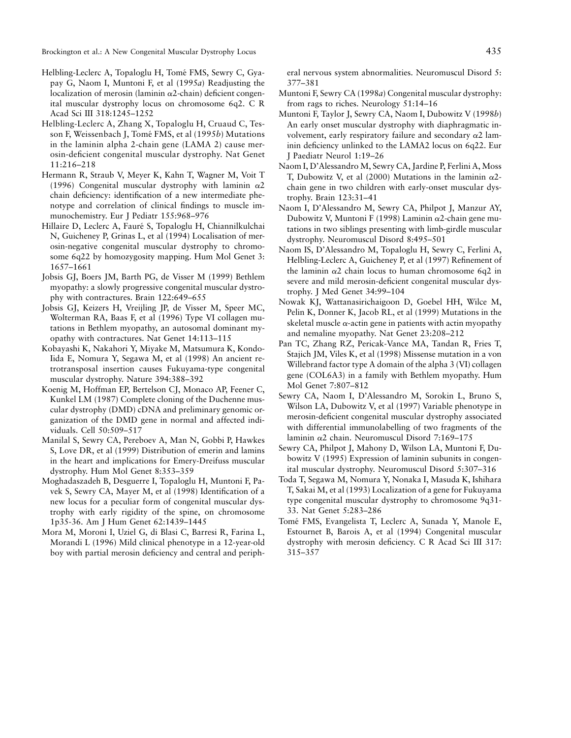Helbling-Leclerc A, Topaloglu H, Tomé FMS, Sewry C, Gyapay G, Naom I, Muntoni F, et al (1995*a*) Readjusting the localization of merosin (laminin α2-chain) deficient congenital muscular dystrophy locus on chromosome 6q2. C R Acad Sci III 318:1245–1252

Helbling-Leclerc A, Zhang X, Topaloglu H, Cruaud C, Tesson F, Weissenbach J, Tomé FMS, et al (1995*b*) Mutations in the laminin alpha 2-chain gene (LAMA 2) cause merosin-deficient congenital muscular dystrophy. Nat Genet 11:216–218

Hermann R, Straub V, Meyer K, Kahn T, Wagner M, Voit T (1996) Congenital muscular dystrophy with laminin α2 chain deficiency: identification of a new intermediate phenotype and correlation of clinical findings to muscle immunochemistry. Eur J Pediatr 155:968–976

Hillaire D, Leclerc A, Fauré S, Topaloglu H, Chiannilkulchai N, Guicheney P, Grinas L, et al (1994) Localisation of merosin-negative congenital muscular dystrophy to chromosome 6q22 by homozygosity mapping. Hum Mol Genet 3: 1657–1661

Jobsis GJ, Boers JM, Barth PG, de Visser M (1999) Bethlem myopathy: a slowly progressive congenital muscular dystrophy with contractures. Brain 122:649–655

Jobsis GJ, Keizers H, Vreijling JP, de Visser M, Speer MC, Wolterman RA, Baas F, et al (1996) Type VI collagen mutations in Bethlem myopathy, an autosomal dominant myopathy with contractures. Nat Genet 14:113–115

Kobayashi K, Nakahori Y, Miyake M, Matsumura K, Kondo-Iida E, Nomura Y, Segawa M, et al (1998) An ancient retrotransposal insertion causes Fukuyama-type congenital muscular dystrophy. Nature 394:388–392

Koenig M, Hoffman EP, Bertelson CJ, Monaco AP, Feener C, Kunkel LM (1987) Complete cloning of the Duchenne muscular dystrophy (DMD) cDNA and preliminary genomic organization of the DMD gene in normal and affected individuals. Cell 50:509–517

Manilal S, Sewry CA, Pereboev A, Man N, Gobbi P, Hawkes S, Love DR, et al (1999) Distribution of emerin and lamins in the heart and implications for Emery-Dreifuss muscular dystrophy. Hum Mol Genet 8:353–359

Moghadaszadeh B, Desguerre I, Topaloglu H, Muntoni F, Pavek S, Sewry CA, Mayer M, et al (1998) Identification of a new locus for a peculiar form of congenital muscular dystrophy with early rigidity of the spine, on chromosome 1p35-36. Am J Hum Genet 62:1439–1445

Mora M, Moroni I, Uziel G, di Blasi C, Barresi R, Farina L, Morandi L (1996) Mild clinical phenotype in a 12-year-old boy with partial merosin deficiency and central and peripheral nervous system abnormalities. Neuromuscul Disord 5: 377–381

Muntoni F, Sewry CA (1998*a*) Congenital muscular dystrophy: from rags to riches. Neurology 51:14–16

Muntoni F, Taylor J, Sewry CA, Naom I, Dubowitz V (1998*b*) An early onset muscular dystrophy with diaphragmatic involvement, early respiratory failure and secondary α2 laminin deficiency unlinked to the LAMA2 locus on 6q22. Eur J Paediatr Neurol 1:19–26

Naom I, D'Alessandro M, Sewry CA, Jardine P, Ferlini A, Moss T, Dubowitz V, et al (2000) Mutations in the laminin α2-chain gene in two children with early-onset muscular dystrophy. Brain 123:31–41

Naom I, D'Alessandro M, Sewry CA, Philpot J, Manzur AY, Dubowitz V, Muntoni F (1998) Laminin α2-chain gene mutations in two siblings presenting with limb-girdle muscular dystrophy. Neuromuscul Disord 8:495–501

Naom IS, D'Alessandro M, Topaloglu H, Sewry C, Ferlini A, Helbling-Leclerc A, Guicheney P, et al (1997) Refinement of the laminin α2 chain locus to human chromosome 6q2 in severe and mild merosin-deficient congenital muscular dystrophy. J Med Genet 34:99–104

Nowak KJ, Wattanasirichaigoon D, Goebel HH, Wilce M, Pelin K, Donner K, Jacob RL, et al (1999) Mutations in the skeletal muscle α-actin gene in patients with actin myopathy and nemaline myopathy. Nat Genet 23:208–212

Pan TC, Zhang RZ, Pericak-Vance MA, Tandan R, Fries T, Stajich JM, Viles K, et al (1998) Missense mutation in a von Willebrand factor type A domain of the alpha 3 (VI) collagen gene (COL6A3) in a family with Bethlem myopathy. Hum Mol Genet 7:807–812

Sewry CA, Naom I, D'Alessandro M, Sorokin L, Bruno S, Wilson LA, Dubowitz V, et al (1997) Variable phenotype in merosin-deficient congenital muscular dystrophy associated with differential immunolabelling of two fragments of the laminin α2 chain. Neuromuscul Disord 7:169–175

Sewry CA, Philpot J, Mahony D, Wilson LA, Muntoni F, Dubowitz V (1995) Expression of laminin subunits in congenital muscular dystrophy. Neuromuscul Disord 5:307–316

Toda T, Segawa M, Nomura Y, Nonaka I, Masuda K, Ishihara T, Sakai M, et al (1993) Localization of a gene for Fukuyama type congenital muscular dystrophy to chromosome 9q31-33. Nat Genet 5:283–286

Tomé FMS, Evangelista T, Leclerc A, Sunada Y, Manole E, Estournet B, Barois A, et al (1994) Congenital muscular dystrophy with merosin deficiency. C R Acad Sci III 317: 315–357